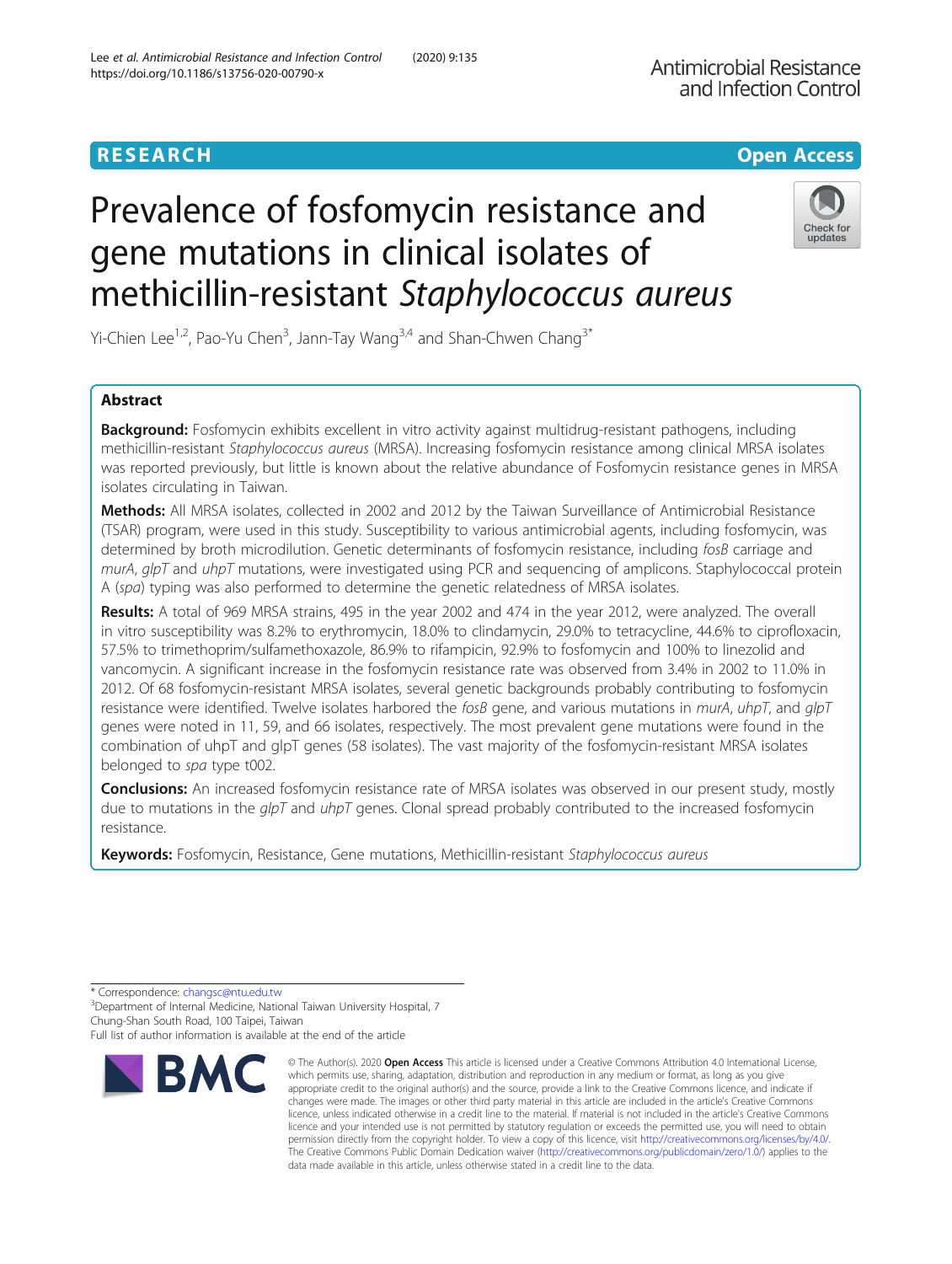RESEARCH

Open Access

# Prevalence of fosfomycin resistance and gene mutations in clinical isolates of methicillin-resistant *Staphylococcus aureus*

Yi-Chien Lee[1,2], Pao-Yu Chen[3], Jann-Tay Wang[3,4] and Shan-Chwen Chang[3*]

## Abstract

**Background:** Fosfomycin exhibits excellent in vitro activity against multidrug-resistant pathogens, including methicillin-resistant *Staphylococcus aureus* (MRSA). Increasing fosfomycin resistance among clinical MRSA isolates was reported previously, but little is known about the relative abundance of Fosfomycin resistance genes in MRSA isolates circulating in Taiwan.

**Methods:** All MRSA isolates, collected in 2002 and 2012 by the Taiwan Surveillance of Antimicrobial Resistance (TSAR) program, were used in this study. Susceptibility to various antimicrobial agents, including fosfomycin, was determined by broth microdilution. Genetic determinants of fosfomycin resistance, including *fosB* carriage and *murA*, *glpT* and *uhpT* mutations, were investigated using PCR and sequencing of amplicons. Staphylococcal protein A (*spa*) typing was also performed to determine the genetic relatedness of MRSA isolates.

**Results:** A total of 969 MRSA strains, 495 in the year 2002 and 474 in the year 2012, were analyzed. The overall in vitro susceptibility was 8.2% to erythromycin, 18.0% to clindamycin, 29.0% to tetracycline, 44.6% to ciprofloxacin, 57.5% to trimethoprim/sulfamethoxazole, 86.9% to rifampicin, 92.9% to fosfomycin and 100% to linezolid and vancomycin. A significant increase in the fosfomycin resistance rate was observed from 3.4% in 2002 to 11.0% in 2012. Of 68 fosfomycin-resistant MRSA isolates, several genetic backgrounds probably contributing to fosfomycin resistance were identified. Twelve isolates harbored the *fosB* gene, and various mutations in *murA*, *uhpT*, and *glpT* genes were noted in 11, 59, and 66 isolates, respectively. The most prevalent gene mutations were found in the combination of uhpT and glpT genes (58 isolates). The vast majority of the fosfomycin-resistant MRSA isolates belonged to *spa* type t002.

**Conclusions:** An increased fosfomycin resistance rate of MRSA isolates was observed in our present study, mostly due to mutations in the *glpT* and *uhpT* genes. Clonal spread probably contributed to the increased fosfomycin resistance.

**Keywords:** Fosfomycin, Resistance, Gene mutations, Methicillin-resistant *Staphylococcus aureus*

* Correspondence: changsc@ntu.edu.tw
[3]Department of Internal Medicine, National Taiwan University Hospital, 7 Chung-Shan South Road, 100 Taipei, Taiwan
Full list of author information is available at the end of the article

© The Author(s). 2020 **Open Access** This article is licensed under a Creative Commons Attribution 4.0 International License, which permits use, sharing, adaptation, distribution and reproduction in any medium or format, as long as you give appropriate credit to the original author(s) and the source, provide a link to the Creative Commons licence, and indicate if changes were made. The images or other third party material in this article are included in the article's Creative Commons licence, unless indicated otherwise in a credit line to the material. If material is not included in the article's Creative Commons licence and your intended use is not permitted by statutory regulation or exceeds the permitted use, you will need to obtain permission directly from the copyright holder. To view a copy of this licence, visit http://creativecommons.org/licenses/by/4.0/. The Creative Commons Public Domain Dedication waiver (http://creativecommons.org/publicdomain/zero/1.0/) applies to the data made available in this article, unless otherwise stated in a credit line to the data.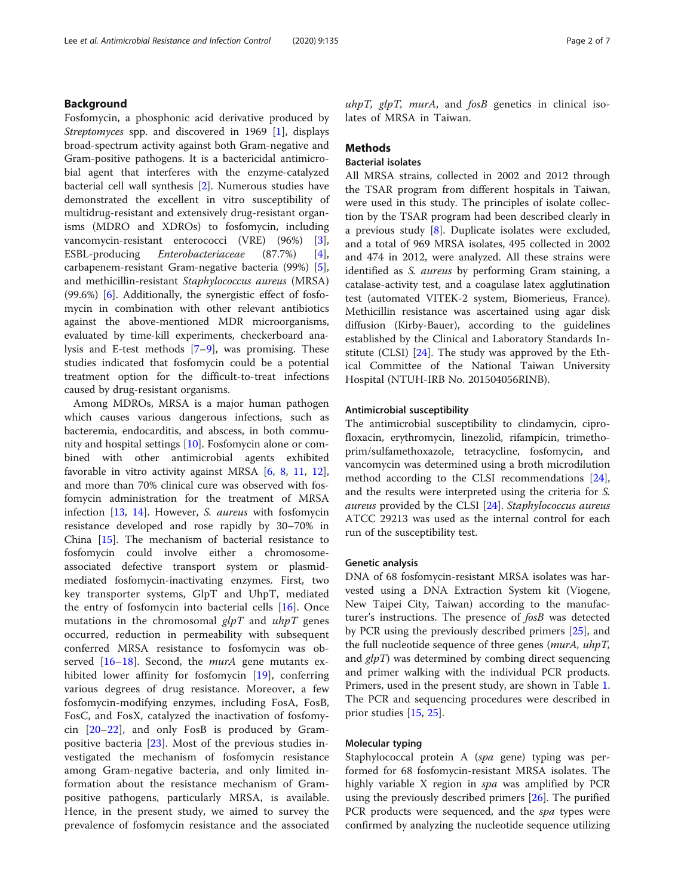## Background

Fosfomycin, a phosphonic acid derivative produced by *Streptomyces* spp. and discovered in 1969 [1], displays broad-spectrum activity against both Gram-negative and Gram-positive pathogens. It is a bactericidal antimicrobial agent that interferes with the enzyme-catalyzed bacterial cell wall synthesis [2]. Numerous studies have demonstrated the excellent in vitro susceptibility of multidrug-resistant and extensively drug-resistant organisms (MDRO and XDROs) to fosfomycin, including vancomycin-resistant enterococci (VRE) (96%) [3], ESBL-producing *Enterobacteriaceae* (87.7%) [4], carbapenem-resistant Gram-negative bacteria (99%) [5], and methicillin-resistant *Staphylococcus aureus* (MRSA) (99.6%) [6]. Additionally, the synergistic effect of fosfomycin in combination with other relevant antibiotics against the above-mentioned MDR microorganisms, evaluated by time-kill experiments, checkerboard analysis and E-test methods [7–9], was promising. These studies indicated that fosfomycin could be a potential treatment option for the difficult-to-treat infections caused by drug-resistant organisms.

Among MDROs, MRSA is a major human pathogen which causes various dangerous infections, such as bacteremia, endocarditis, and abscess, in both community and hospital settings [10]. Fosfomycin alone or combined with other antimicrobial agents exhibited favorable in vitro activity against MRSA [6, 8, 11, 12], and more than 70% clinical cure was observed with fosfomycin administration for the treatment of MRSA infection [13, 14]. However, *S. aureus* with fosfomycin resistance developed and rose rapidly by 30–70% in China [15]. The mechanism of bacterial resistance to fosfomycin could involve either a chromosome-associated defective transport system or plasmid-mediated fosfomycin-inactivating enzymes. First, two key transporter systems, GlpT and UhpT, mediated the entry of fosfomycin into bacterial cells [16]. Once mutations in the chromosomal *glpT* and *uhpT* genes occurred, reduction in permeability with subsequent conferred MRSA resistance to fosfomycin was observed [16–18]. Second, the *murA* gene mutants exhibited lower affinity for fosfomycin [19], conferring various degrees of drug resistance. Moreover, a few fosfomycin-modifying enzymes, including FosA, FosB, FosC, and FosX, catalyzed the inactivation of fosfomycin [20–22], and only FosB is produced by Gram-positive bacteria [23]. Most of the previous studies investigated the mechanism of fosfomycin resistance among Gram-negative bacteria, and only limited information about the resistance mechanism of Gram-positive pathogens, particularly MRSA, is available. Hence, in the present study, we aimed to survey the prevalence of fosfomycin resistance and the associated *uhpT, glpT, murA*, and *fosB* genetics in clinical isolates of MRSA in Taiwan.

## Methods

### Bacterial isolates

All MRSA strains, collected in 2002 and 2012 through the TSAR program from different hospitals in Taiwan, were used in this study. The principles of isolate collection by the TSAR program had been described clearly in a previous study [8]. Duplicate isolates were excluded, and a total of 969 MRSA isolates, 495 collected in 2002 and 474 in 2012, were analyzed. All these strains were identified as *S. aureus* by performing Gram staining, a catalase-activity test, and a coagulase latex agglutination test (automated VITEK-2 system, Biomerieus, France). Methicillin resistance was ascertained using agar disk diffusion (Kirby-Bauer), according to the guidelines established by the Clinical and Laboratory Standards Institute (CLSI) [24]. The study was approved by the Ethical Committee of the National Taiwan University Hospital (NTUH-IRB No. 201504056RINB).

### Antimicrobial susceptibility

The antimicrobial susceptibility to clindamycin, ciprofloxacin, erythromycin, linezolid, rifampicin, trimethoprim/sulfamethoxazole, tetracycline, fosfomycin, and vancomycin was determined using a broth microdilution method according to the CLSI recommendations [24], and the results were interpreted using the criteria for *S. aureus* provided by the CLSI [24]. *Staphylococcus aureus* ATCC 29213 was used as the internal control for each run of the susceptibility test.

### Genetic analysis

DNA of 68 fosfomycin-resistant MRSA isolates was harvested using a DNA Extraction System kit (Viogene, New Taipei City, Taiwan) according to the manufacturer's instructions. The presence of *fosB* was detected by PCR using the previously described primers [25], and the full nucleotide sequence of three genes (*murA, uhpT*, and *glpT*) was determined by combing direct sequencing and primer walking with the individual PCR products. Primers, used in the present study, are shown in Table 1. The PCR and sequencing procedures were described in prior studies [15, 25].

### Molecular typing

Staphylococcal protein A (*spa* gene) typing was performed for 68 fosfomycin-resistant MRSA isolates. The highly variable X region in *spa* was amplified by PCR using the previously described primers [26]. The purified PCR products were sequenced, and the *spa* types were confirmed by analyzing the nucleotide sequence utilizing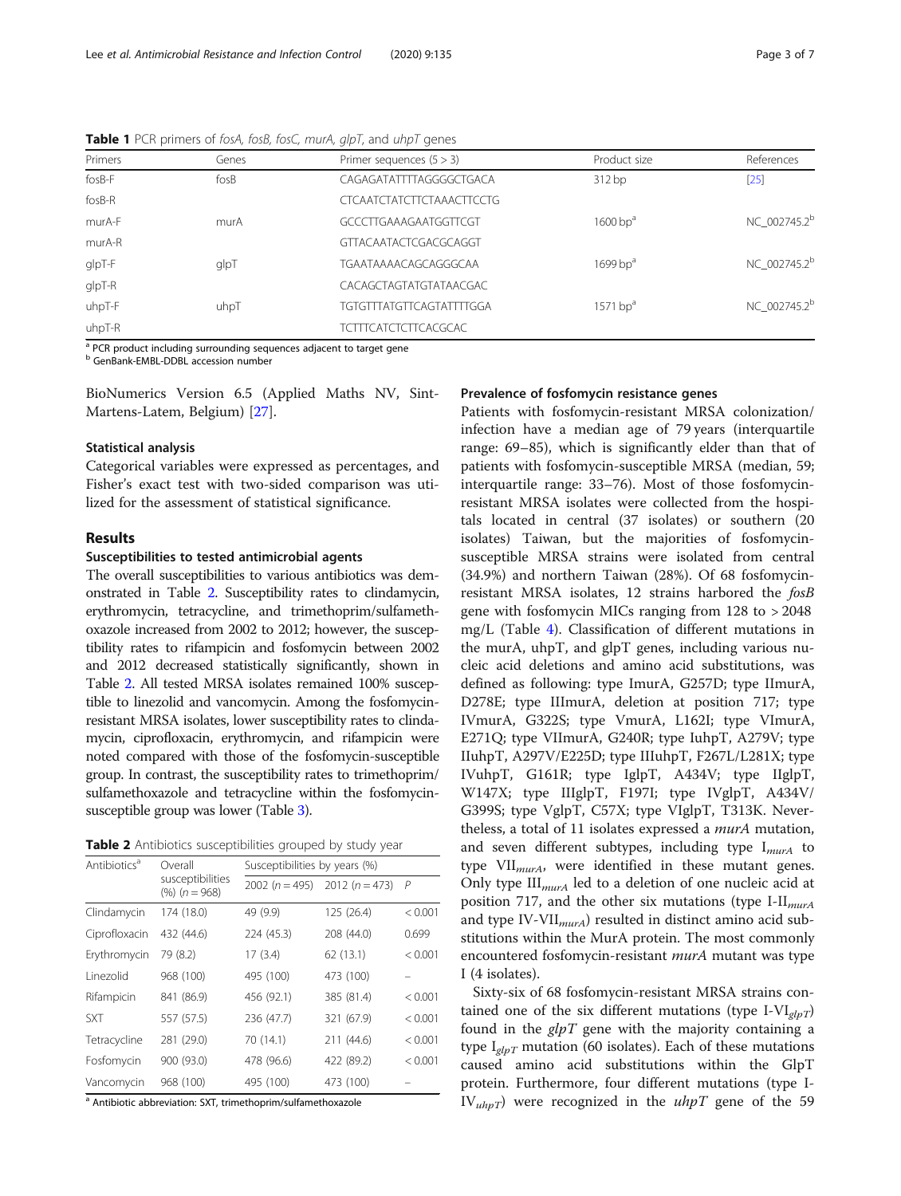**Table 1** PCR primers of *fosA*, *fosB*, *fosC*, *murA*, *glpT*, and *uhpT* genes

| Primers | Genes | Primer sequences (5 > 3) | Product size | References |
|---|---|---|---|---|
| fosB-F | fosB | CAGAGATATTTTAGGGGCTGACA | 312 bp | [25] |
| fosB-R | | CTCAATCTATCTTCTAAACTTCCTG | | |
| murA-F | murA | GCCCTTGAAAGAATGGTTCGT | 1600 bp[a] | NC_002745.2[b] |
| murA-R | | GTTACAATACTCGACGCAGGT | | |
| glpT-F | glpT | TGAATAAAACAGCAGGGCAA | 1699 bp[a] | NC_002745.2[b] |
| glpT-R | | CACAGCTAGTATGTATAACGAC | | |
| uhpT-F | uhpT | TGTGTTTATGTTCAGTATTTTGGA | 1571 bp[a] | NC_002745.2[b] |
| uhpT-R | | TCTTTCATCTCTTCACGCAC | | |

[a] PCR product including surrounding sequences adjacent to target gene
[b] GenBank-EMBL-DDBL accession number

BioNumerics Version 6.5 (Applied Maths NV, Sint-Martens-Latem, Belgium) [27].

### Statistical analysis

Categorical variables were expressed as percentages, and Fisher's exact test with two-sided comparison was utilized for the assessment of statistical significance.

## Results

### Susceptibilities to tested antimicrobial agents

The overall susceptibilities to various antibiotics was demonstrated in Table 2. Susceptibility rates to clindamycin, erythromycin, tetracycline, and trimethoprim/sulfamethoxazole increased from 2002 to 2012; however, the susceptibility rates to rifampicin and fosfomycin between 2002 and 2012 decreased statistically significantly, shown in Table 2. All tested MRSA isolates remained 100% susceptible to linezolid and vancomycin. Among the fosfomycin-resistant MRSA isolates, lower susceptibility rates to clindamycin, ciprofloxacin, erythromycin, and rifampicin were noted compared with those of the fosfomycin-susceptible group. In contrast, the susceptibility rates to trimethoprim/sulfamethoxazole and tetracycline within the fosfomycin-susceptible group was lower (Table 3).

**Table 2** Antibiotics susceptibilities grouped by study year

| Antibiotics[a] | Overall susceptibilities (%) (n = 968) | Susceptibilities by years (%) | | |
|---|---|---|---|---|
| | | 2002 (n = 495) | 2012 (n = 473) | P |
| Clindamycin | 174 (18.0) | 49 (9.9) | 125 (26.4) | < 0.001 |
| Ciprofloxacin | 432 (44.6) | 224 (45.3) | 208 (44.0) | 0.699 |
| Erythromycin | 79 (8.2) | 17 (3.4) | 62 (13.1) | < 0.001 |
| Linezolid | 968 (100) | 495 (100) | 473 (100) | – |
| Rifampicin | 841 (86.9) | 456 (92.1) | 385 (81.4) | < 0.001 |
| SXT | 557 (57.5) | 236 (47.7) | 321 (67.9) | < 0.001 |
| Tetracycline | 281 (29.0) | 70 (14.1) | 211 (44.6) | < 0.001 |
| Fosfomycin | 900 (93.0) | 478 (96.6) | 422 (89.2) | < 0.001 |
| Vancomycin | 968 (100) | 495 (100) | 473 (100) | – |

[a] Antibiotic abbreviation: SXT, trimethoprim/sulfamethoxazole

### Prevalence of fosfomycin resistance genes

Patients with fosfomycin-resistant MRSA colonization/infection have a median age of 79 years (interquartile range: 69–85), which is significantly elder than that of patients with fosfomycin-susceptible MRSA (median, 59; interquartile range: 33–76). Most of those fosfomycin-resistant MRSA isolates were collected from the hospitals located in central (37 isolates) or southern (20 isolates) Taiwan, but the majorities of fosfomycin-susceptible MRSA strains were isolated from central (34.9%) and northern Taiwan (28%). Of 68 fosfomycin-resistant MRSA isolates, 12 strains harbored the *fosB* gene with fosfomycin MICs ranging from 128 to > 2048 mg/L (Table 4). Classification of different mutations in the murA, uhpT, and glpT genes, including various nucleic acid deletions and amino acid substitutions, was defined as following: type ImurA, G257D; type IImurA, D278E; type IIImurA, deletion at position 717; type IVmurA, G322S; type VmurA, L162I; type VImurA, E271Q; type VIImurA, G240R; type IuhpT, A279V; type IIuhpT, A297V/E225D; type IIIuhpT, F267L/L281X; type IVuhpT, G161R; type IglpT, A434V; type IIglpT, W147X; type IIIglpT, F197I; type IVglpT, A434V/G399S; type VglpT, C57X; type VIglpT, T313K. Nevertheless, a total of 11 isolates expressed a *murA* mutation, and seven different subtypes, including type $I_{murA}$ to type $VII_{murA}$, were identified in these mutant genes. Only type $III_{murA}$ led to a deletion of one nucleic acid at position 717, and the other six mutations (type $I\text{-}II_{murA}$ and type $IV\text{-}VII_{murA}$) resulted in distinct amino acid substitutions within the MurA protein. The most commonly encountered fosfomycin-resistant *murA* mutant was type I (4 isolates).

Sixty-six of 68 fosfomycin-resistant MRSA strains contained one of the six different mutations (type $I\text{-}VI_{glpT}$) found in the *glpT* gene with the majority containing a type $I_{glpT}$ mutation (60 isolates). Each of these mutations caused amino acid substitutions within the GlpT protein. Furthermore, four different mutations (type $I\text{-}IV_{uhpT}$) were recognized in the *uhpT* gene of the 59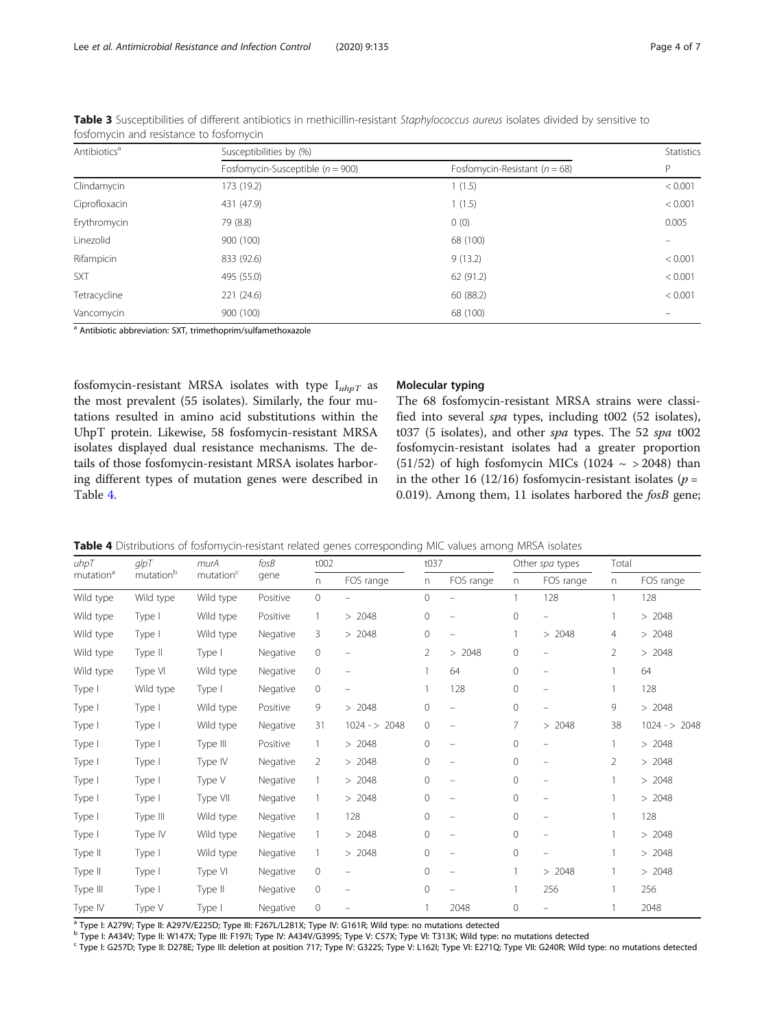**Table 3** Susceptibilities of different antibiotics in methicillin-resistant *Staphylococcus aureus* isolates divided by sensitive to fosfomycin and resistance to fosfomycin

| Antibiotics[a] | Susceptibilities by (%) | | Statistics |
|---|---|---|---|
| | Fosfomycin-Susceptible ($n = 900$) | Fosfomycin-Resistant ($n = 68$) | P |
| Clindamycin | 173 (19.2) | 1 (1.5) | < 0.001 |
| Ciprofloxacin | 431 (47.9) | 1 (1.5) | < 0.001 |
| Erythromycin | 79 (8.8) | 0 (0) | 0.005 |
| Linezolid | 900 (100) | 68 (100) | – |
| Rifampicin | 833 (92.6) | 9 (13.2) | < 0.001 |
| SXT | 495 (55.0) | 62 (91.2) | < 0.001 |
| Tetracycline | 221 (24.6) | 60 (88.2) | < 0.001 |
| Vancomycin | 900 (100) | 68 (100) | – |

[a] Antibiotic abbreviation: SXT, trimethoprim/sulfamethoxazole

fosfomycin-resistant MRSA isolates with type $I_{uhpT}$ as the most prevalent (55 isolates). Similarly, the four mutations resulted in amino acid substitutions within the UhpT protein. Likewise, 58 fosfomycin-resistant MRSA isolates displayed dual resistance mechanisms. The details of those fosfomycin-resistant MRSA isolates harboring different types of mutation genes were described in Table 4.

## Molecular typing

The 68 fosfomycin-resistant MRSA strains were classified into several *spa* types, including t002 (52 isolates), t037 (5 isolates), and other *spa* types. The 52 *spa* t002 fosfomycin-resistant isolates had a greater proportion (51/52) of high fosfomycin MICs (1024 ~ > 2048) than in the other 16 (12/16) fosfomycin-resistant isolates ($p = 0.019$). Among them, 11 isolates harbored the *fosB* gene;

**Table 4** Distributions of fosfomycin-resistant related genes corresponding MIC values among MRSA isolates

| *uhpT* mutation[a] | *glpT* mutation[b] | *murA* mutation[c] | *fosB* gene | t002 | | t037 | | Other *spa* types | | Total | |
|---|---|---|---|---|---|---|---|---|---|---|---|
| | | | | n | FOS range | n | FOS range | n | FOS range | n | FOS range |
| Wild type | Wild type | Wild type | Positive | 0 | – | 0 | – | 1 | 128 | 1 | 128 |
| Wild type | Type I | Wild type | Positive | 1 | > 2048 | 0 | – | 0 | – | 1 | > 2048 |
| Wild type | Type I | Wild type | Negative | 3 | > 2048 | 0 | – | 1 | > 2048 | 4 | > 2048 |
| Wild type | Type II | Type I | Negative | 0 | – | 2 | > 2048 | 0 | – | 2 | > 2048 |
| Wild type | Type VI | Wild type | Negative | 0 | – | 1 | 64 | 0 | – | 1 | 64 |
| Type I | Wild type | Type I | Negative | 0 | – | 1 | 128 | 0 | – | 1 | 128 |
| Type I | Type I | Wild type | Positive | 9 | > 2048 | 0 | – | 0 | – | 9 | > 2048 |
| Type I | Type I | Wild type | Negative | 31 | 1024 - > 2048 | 0 | – | 7 | > 2048 | 38 | 1024 - > 2048 |
| Type I | Type I | Type III | Positive | 1 | > 2048 | 0 | – | 0 | – | 1 | > 2048 |
| Type I | Type I | Type IV | Negative | 2 | > 2048 | 0 | – | 0 | – | 2 | > 2048 |
| Type I | Type I | Type V | Negative | 1 | > 2048 | 0 | – | 0 | – | 1 | > 2048 |
| Type I | Type I | Type VII | Negative | 1 | > 2048 | 0 | – | 0 | – | 1 | > 2048 |
| Type I | Type III | Wild type | Negative | 1 | 128 | 0 | – | 0 | – | 1 | 128 |
| Type I | Type IV | Wild type | Negative | 1 | > 2048 | 0 | – | 0 | – | 1 | > 2048 |
| Type II | Type I | Wild type | Negative | 1 | > 2048 | 0 | – | 0 | – | 1 | > 2048 |
| Type II | Type I | Type VI | Negative | 0 | – | 0 | – | 1 | > 2048 | 1 | > 2048 |
| Type III | Type I | Type II | Negative | 0 | – | 0 | – | 1 | 256 | 1 | 256 |
| Type IV | Type V | Type I | Negative | 0 | – | 1 | 2048 | 0 | – | 1 | 2048 |

[a] Type I: A279V; Type II: A297V/E225D; Type III: F267L/L281X; Type IV: G161R; Wild type: no mutations detected

[b] Type I: A434V; Type II: W147X; Type III: F197I; Type IV: A434V/G399S; Type V: C57X; Type VI: T313K; Wild type: no mutations detected

[c] Type I: G257D; Type II: D278E; Type III: deletion at position 717; Type IV: G322S; Type V: L162I; Type VI: E271Q; Type VII: G240R; Wild type: no mutations detected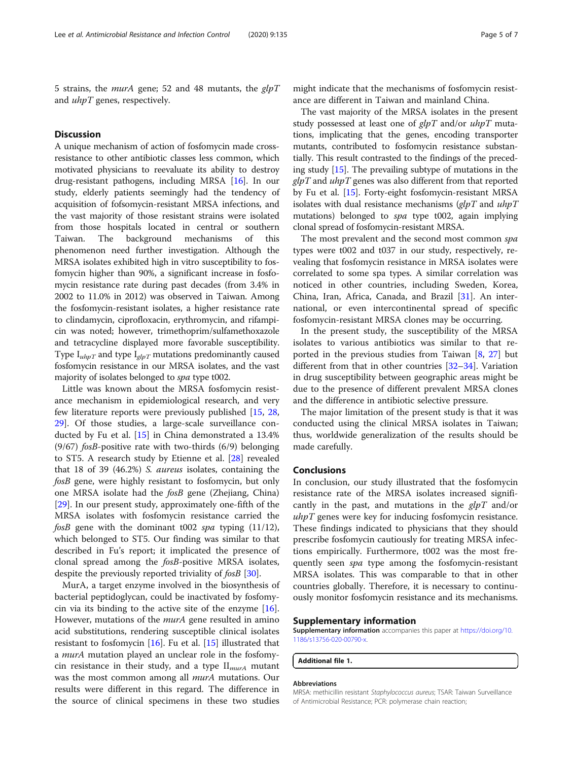5 strains, the *murA* gene; 52 and 48 mutants, the *glpT* and *uhpT* genes, respectively.

## Discussion

A unique mechanism of action of fosfomycin made cross-resistance to other antibiotic classes less common, which motivated physicians to reevaluate its ability to destroy drug-resistant pathogens, including MRSA [16]. In our study, elderly patients seemingly had the tendency of acquisition of fofsomycin-resistant MRSA infections, and the vast majority of those resistant strains were isolated from those hospitals located in central or southern Taiwan. The background mechanisms of this phenomenon need further investigation. Although the MRSA isolates exhibited high in vitro susceptibility to fosfomycin higher than 90%, a significant increase in fosfomycin resistance rate during past decades (from 3.4% in 2002 to 11.0% in 2012) was observed in Taiwan. Among the fosfomycin-resistant isolates, a higher resistance rate to clindamycin, ciprofloxacin, erythromycin, and rifampicin was noted; however, trimethoprim/sulfamethoxazole and tetracycline displayed more favorable susceptibility. Type $I_{uhpT}$ and type $I_{glpT}$ mutations predominantly caused fosfomycin resistance in our MRSA isolates, and the vast majority of isolates belonged to *spa* type t002.

Little was known about the MRSA fosfomycin resistance mechanism in epidemiological research, and very few literature reports were previously published [15, 28, 29]. Of those studies, a large-scale surveillance conducted by Fu et al. [15] in China demonstrated a 13.4% (9/67) *fosB*-positive rate with two-thirds (6/9) belonging to ST5. A research study by Etienne et al. [28] revealed that 18 of 39 (46.2%) *S. aureus* isolates, containing the *fosB* gene, were highly resistant to fosfomycin, but only one MRSA isolate had the *fosB* gene (Zhejiang, China) [29]. In our present study, approximately one-fifth of the MRSA isolates with fosfomycin resistance carried the *fosB* gene with the dominant t002 *spa* typing (11/12), which belonged to ST5. Our finding was similar to that described in Fu's report; it implicated the presence of clonal spread among the *fosB*-positive MRSA isolates, despite the previously reported triviality of *fosB* [30].

MurA, a target enzyme involved in the biosynthesis of bacterial peptidoglycan, could be inactivated by fosfomycin via its binding to the active site of the enzyme [16]. However, mutations of the *murA* gene resulted in amino acid substitutions, rendering susceptible clinical isolates resistant to fosfomycin [16]. Fu et al. [15] illustrated that a *murA* mutation played an unclear role in the fosfomycin resistance in their study, and a type $II_{murA}$ mutant was the most common among all *murA* mutations. Our results were different in this regard. The difference in the source of clinical specimens in these two studies might indicate that the mechanisms of fosfomycin resistance are different in Taiwan and mainland China.

The vast majority of the MRSA isolates in the present study possessed at least one of *glpT* and/or *uhpT* mutations, implicating that the genes, encoding transporter mutants, contributed to fosfomycin resistance substantially. This result contrasted to the findings of the preceding study [15]. The prevailing subtype of mutations in the *glpT* and *uhpT* genes was also different from that reported by Fu et al. [15]. Forty-eight fosfomycin-resistant MRSA isolates with dual resistance mechanisms (*glpT* and *uhpT* mutations) belonged to *spa* type t002, again implying clonal spread of fosfomycin-resistant MRSA.

The most prevalent and the second most common *spa* types were t002 and t037 in our study, respectively, revealing that fosfomycin resistance in MRSA isolates were correlated to some spa types. A similar correlation was noticed in other countries, including Sweden, Korea, China, Iran, Africa, Canada, and Brazil [31]. An international, or even intercontinental spread of specific fosfomycin-resistant MRSA clones may be occurring.

In the present study, the susceptibility of the MRSA isolates to various antibiotics was similar to that reported in the previous studies from Taiwan [8, 27] but different from that in other countries [32–34]. Variation in drug susceptibility between geographic areas might be due to the presence of different prevalent MRSA clones and the difference in antibiotic selective pressure.

The major limitation of the present study is that it was conducted using the clinical MRSA isolates in Taiwan; thus, worldwide generalization of the results should be made carefully.

## Conclusions

In conclusion, our study illustrated that the fosfomycin resistance rate of the MRSA isolates increased significantly in the past, and mutations in the *glpT* and/or *uhpT* genes were key for inducing fosfomycin resistance. These findings indicated to physicians that they should prescribe fosfomycin cautiously for treating MRSA infections empirically. Furthermore, t002 was the most frequently seen *spa* type among the fosfomycin-resistant MRSA isolates. This was comparable to that in other countries globally. Therefore, it is necessary to continuously monitor fosfomycin resistance and its mechanisms.

## Supplementary information

**Supplementary information** accompanies this paper at https://doi.org/10.1186/s13756-020-00790-x.

**Additional file 1.**

### Abbreviations

MRSA: methicillin resistant *Staphylococcus aureus*; TSAR: Taiwan Surveillance of Antimicrobial Resistance; PCR: polymerase chain reaction;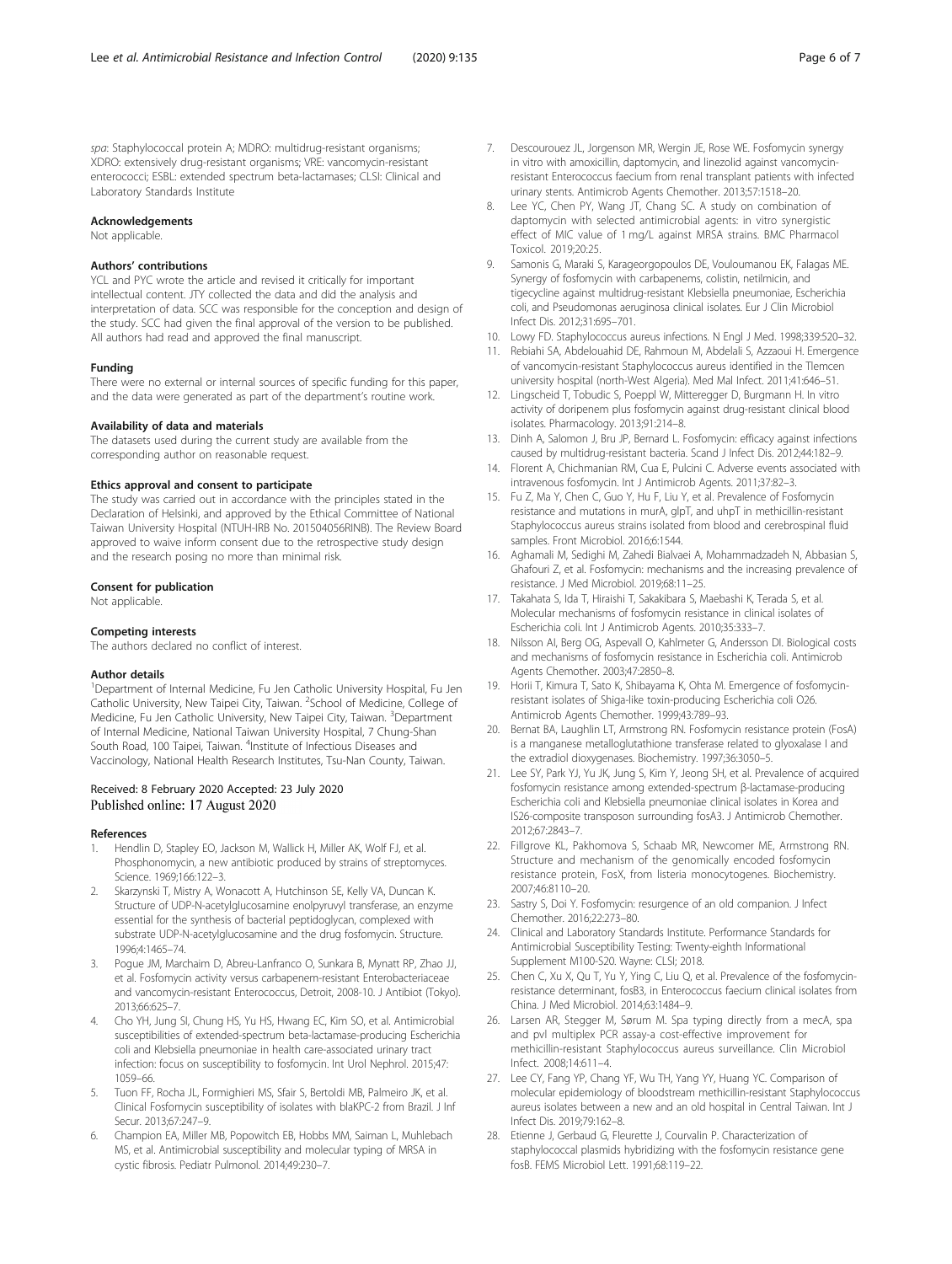*spa*: Staphylococcal protein A; MDRO: multidrug-resistant organisms; XDRO: extensively drug-resistant organisms; VRE: vancomycin-resistant enterococci; ESBL: extended spectrum beta-lactamases; CLSI: Clinical and Laboratory Standards Institute

#### Acknowledgements
Not applicable.

#### Authors' contributions
YCL and PYC wrote the article and revised it critically for important intellectual content. JTY collected the data and did the analysis and interpretation of data. SCC was responsible for the conception and design of the study. SCC had given the final approval of the version to be published. All authors had read and approved the final manuscript.

#### Funding
There were no external or internal sources of specific funding for this paper, and the data were generated as part of the department's routine work.

#### Availability of data and materials
The datasets used during the current study are available from the corresponding author on reasonable request.

#### Ethics approval and consent to participate
The study was carried out in accordance with the principles stated in the Declaration of Helsinki, and approved by the Ethical Committee of National Taiwan University Hospital (NTUH-IRB No. 201504056RINB). The Review Board approved to waive inform consent due to the retrospective study design and the research posing no more than minimal risk.

#### Consent for publication
Not applicable.

#### Competing interests
The authors declared no conflict of interest.

#### Author details
[1]Department of Internal Medicine, Fu Jen Catholic University Hospital, Fu Jen Catholic University, New Taipei City, Taiwan. [2]School of Medicine, College of Medicine, Fu Jen Catholic University, New Taipei City, Taiwan. [3]Department of Internal Medicine, National Taiwan University Hospital, 7 Chung-Shan South Road, 100 Taipei, Taiwan. [4]Institute of Infectious Diseases and Vaccinology, National Health Research Institutes, Tsu-Nan County, Taiwan.

Received: 8 February 2020 Accepted: 23 July 2020
Published online: 17 August 2020

#### References
1. Hendlin D, Stapley EO, Jackson M, Wallick H, Miller AK, Wolf FJ, et al. Phosphonomycin, a new antibiotic produced by strains of streptomyces. Science. 1969;166:122–3.
2. Skarzynski T, Mistry A, Wonacott A, Hutchinson SE, Kelly VA, Duncan K. Structure of UDP-N-acetylglucosamine enolpyruvyl transferase, an enzyme essential for the synthesis of bacterial peptidoglycan, complexed with substrate UDP-N-acetylglucosamine and the drug fosfomycin. Structure. 1996;4:1465–74.
3. Pogue JM, Marchaim D, Abreu-Lanfranco O, Sunkara B, Mynatt RP, Zhao JJ, et al. Fosfomycin activity versus carbapenem-resistant Enterobacteriaceae and vancomycin-resistant Enterococcus, Detroit, 2008-10. J Antibiot (Tokyo). 2013;66:625–7.
4. Cho YH, Jung SI, Chung HS, Yu HS, Hwang EC, Kim SO, et al. Antimicrobial susceptibilities of extended-spectrum beta-lactamase-producing Escherichia coli and Klebsiella pneumoniae in health care-associated urinary tract infection: focus on susceptibility to fosfomycin. Int Urol Nephrol. 2015;47: 1059–66.
5. Tuon FF, Rocha JL, Formighieri MS, Sfair S, Bertoldi MB, Palmeiro JK, et al. Clinical Fosfomycin susceptibility of isolates with blaKPC-2 from Brazil. J Inf Secur. 2013;67:247–9.
6. Champion EA, Miller MB, Popowitch EB, Hobbs MM, Saiman L, Muhlebach MS, et al. Antimicrobial susceptibility and molecular typing of MRSA in cystic fibrosis. Pediatr Pulmonol. 2014;49:230–7.
7. Descourouez JL, Jorgenson MR, Wergin JE, Rose WE. Fosfomycin synergy in vitro with amoxicillin, daptomycin, and linezolid against vancomycin-resistant Enterococcus faecium from renal transplant patients with infected urinary stents. Antimicrob Agents Chemother. 2013;57:1518–20.
8. Lee YC, Chen PY, Wang JT, Chang SC. A study on combination of daptomycin with selected antimicrobial agents: in vitro synergistic effect of MIC value of 1 mg/L against MRSA strains. BMC Pharmacol Toxicol. 2019;20:25.
9. Samonis G, Maraki S, Karageorgopoulos DE, Vouloumanou EK, Falagas ME. Synergy of fosfomycin with carbapenems, colistin, netilmicin, and tigecycline against multidrug-resistant Klebsiella pneumoniae, Escherichia coli, and Pseudomonas aeruginosa clinical isolates. Eur J Clin Microbiol Infect Dis. 2012;31:695–701.
10. Lowy FD. Staphylococcus aureus infections. N Engl J Med. 1998;339:520–32.
11. Rebiahi SA, Abdelouahid DE, Rahmoun M, Abdelali S, Azzaoui H. Emergence of vancomycin-resistant Staphylococcus aureus identified in the Tlemcen university hospital (north-West Algeria). Med Mal Infect. 2011;41:646–51.
12. Lingscheid T, Tobudic S, Poeppl W, Mitteregger D, Burgmann H. In vitro activity of doripenem plus fosfomycin against drug-resistant clinical blood isolates. Pharmacology. 2013;91:214–8.
13. Dinh A, Salomon J, Bru JP, Bernard L. Fosfomycin: efficacy against infections caused by multidrug-resistant bacteria. Scand J Infect Dis. 2012;44:182–9.
14. Florent A, Chichmanian RM, Cua E, Pulcini C. Adverse events associated with intravenous fosfomycin. Int J Antimicrob Agents. 2011;37:82–3.
15. Fu Z, Ma Y, Chen C, Guo Y, Hu F, Liu Y, et al. Prevalence of Fosfomycin resistance and mutations in murA, glpT, and uhpT in methicillin-resistant Staphylococcus aureus strains isolated from blood and cerebrospinal fluid samples. Front Microbiol. 2016;6:1544.
16. Aghamali M, Sedighi M, Zahedi Bialvaei A, Mohammadzadeh N, Abbasian S, Ghafouri Z, et al. Fosfomycin: mechanisms and the increasing prevalence of resistance. J Med Microbiol. 2019;68:11–25.
17. Takahata S, Ida T, Hiraishi T, Sakakibara S, Maebashi K, Terada S, et al. Molecular mechanisms of fosfomycin resistance in clinical isolates of Escherichia coli. Int J Antimicrob Agents. 2010;35:333–7.
18. Nilsson AI, Berg OG, Aspevall O, Kahlmeter G, Andersson DI. Biological costs and mechanisms of fosfomycin resistance in Escherichia coli. Antimicrob Agents Chemother. 2003;47:2850–8.
19. Horii T, Kimura T, Sato K, Shibayama K, Ohta M. Emergence of fosfomycin-resistant isolates of Shiga-like toxin-producing Escherichia coli O26. Antimicrob Agents Chemother. 1999;43:789–93.
20. Bernat BA, Laughlin LT, Armstrong RN. Fosfomycin resistance protein (FosA) is a manganese metalloglutathione transferase related to glyoxalase I and the extradiol dioxygenases. Biochemistry. 1997;36:3050–5.
21. Lee SY, Park YJ, Yu JK, Jung S, Kim Y, Jeong SH, et al. Prevalence of acquired fosfomycin resistance among extended-spectrum β-lactamase-producing Escherichia coli and Klebsiella pneumoniae clinical isolates in Korea and IS26-composite transposon surrounding fosA3. J Antimicrob Chemother. 2012;67:2843–7.
22. Fillgrove KL, Pakhomova S, Schaab MR, Newcomer ME, Armstrong RN. Structure and mechanism of the genomically encoded fosfomycin resistance protein, FosX, from listeria monocytogenes. Biochemistry. 2007;46:8110–20.
23. Sastry S, Doi Y. Fosfomycin: resurgence of an old companion. J Infect Chemother. 2016;22:273–80.
24. Clinical and Laboratory Standards Institute. Performance Standards for Antimicrobial Susceptibility Testing: Twenty-eighth Informational Supplement M100-S20. Wayne: CLSI; 2018.
25. Chen C, Xu X, Qu T, Yu Y, Ying C, Liu Q, et al. Prevalence of the fosfomycin-resistance determinant, fosB3, in Enterococcus faecium clinical isolates from China. J Med Microbiol. 2014;63:1484–9.
26. Larsen AR, Stegger M, Sørum M. Spa typing directly from a mecA, spa and pvl multiplex PCR assay-a cost-effective improvement for methicillin-resistant Staphylococcus aureus surveillance. Clin Microbiol Infect. 2008;14:611–4.
27. Lee CY, Fang YP, Chang YF, Wu TH, Yang YY, Huang YC. Comparison of molecular epidemiology of bloodstream methicillin-resistant Staphylococcus aureus isolates between a new and an old hospital in Central Taiwan. Int J Infect Dis. 2019;79:162–8.
28. Etienne J, Gerbaud G, Fleurette J, Courvalin P. Characterization of staphylococcal plasmids hybridizing with the fosfomycin resistance gene fosB. FEMS Microbiol Lett. 1991;68:119–22.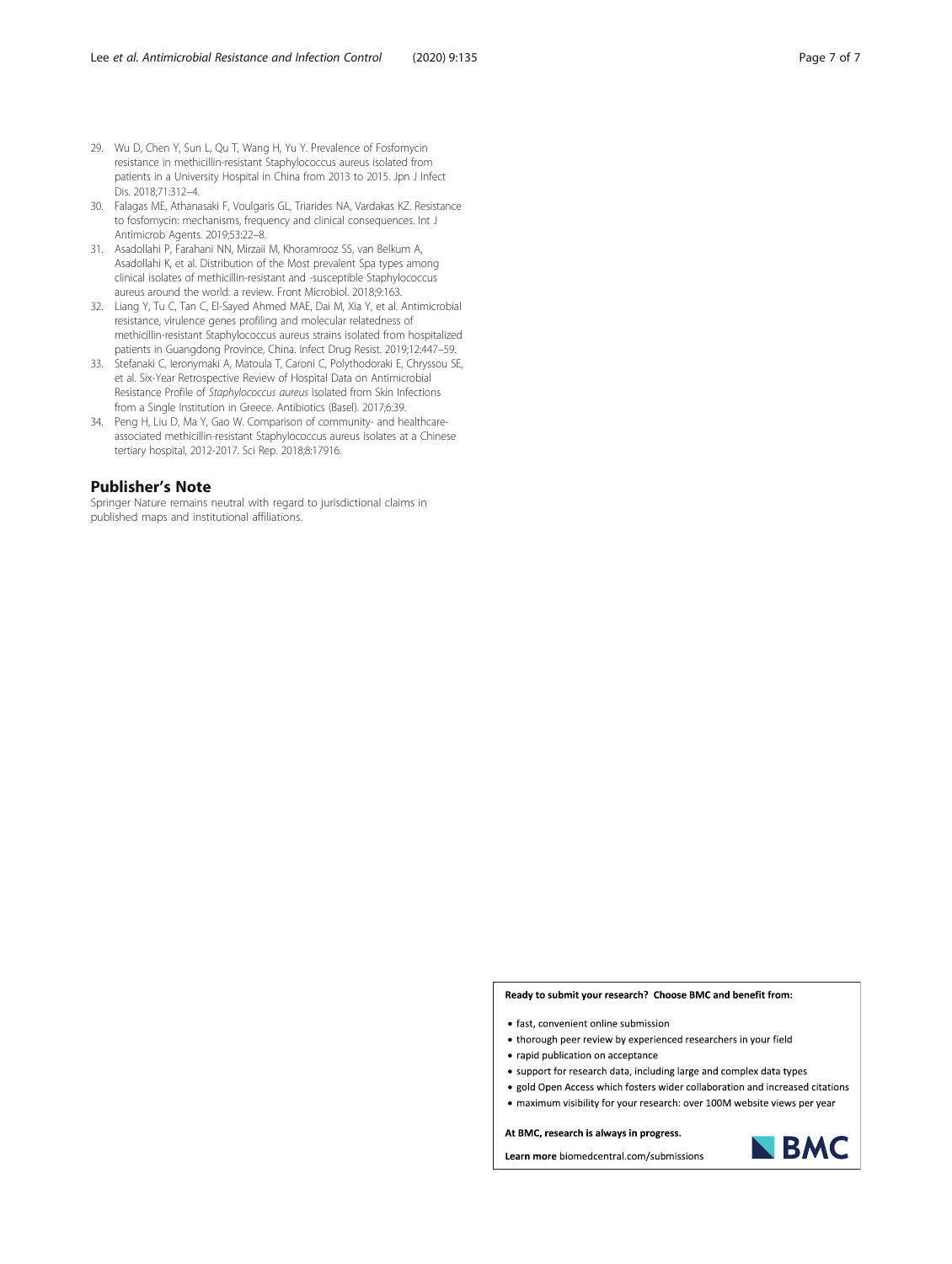29. Wu D, Chen Y, Sun L, Qu T, Wang H, Yu Y. Prevalence of Fosfomycin resistance in methicillin-resistant Staphylococcus aureus isolated from patients in a University Hospital in China from 2013 to 2015. Jpn J Infect Dis. 2018;71:312–4.
30. Falagas ME, Athanasaki F, Voulgaris GL, Triarides NA, Vardakas KZ. Resistance to fosfomycin: mechanisms, frequency and clinical consequences. Int J Antimicrob Agents. 2019;53:22–8.
31. Asadollahi P, Farahani NN, Mirzaii M, Khoramrooz SS, van Belkum A, Asadollahi K, et al. Distribution of the Most prevalent Spa types among clinical isolates of methicillin-resistant and -susceptible Staphylococcus aureus around the world: a review. Front Microbiol. 2018;9:163.
32. Liang Y, Tu C, Tan C, El-Sayed Ahmed MAE, Dai M, Xia Y, et al. Antimicrobial resistance, virulence genes profiling and molecular relatedness of methicillin-resistant Staphylococcus aureus strains isolated from hospitalized patients in Guangdong Province, China. Infect Drug Resist. 2019;12:447–59.
33. Stefanaki C, Ieronymaki A, Matoula T, Caroni C, Polythodoraki E, Chryssou SE, et al. Six-Year Retrospective Review of Hospital Data on Antimicrobial Resistance Profile of *Staphylococcus aureus* Isolated from Skin Infections from a Single Institution in Greece. Antibiotics (Basel). 2017;6:39.
34. Peng H, Liu D, Ma Y, Gao W. Comparison of community- and healthcare-associated methicillin-resistant Staphylococcus aureus isolates at a Chinese tertiary hospital, 2012-2017. Sci Rep. 2018;8:17916.

## Publisher's Note

Springer Nature remains neutral with regard to jurisdictional claims in published maps and institutional affiliations.

**Ready to submit your research? Choose BMC and benefit from:**

- fast, convenient online submission
- thorough peer review by experienced researchers in your field
- rapid publication on acceptance
- support for research data, including large and complex data types
- gold Open Access which fosters wider collaboration and increased citations
- maximum visibility for your research: over 100M website views per year

**At BMC, research is always in progress.**

**Learn more** biomedcentral.com/submissions

BMC